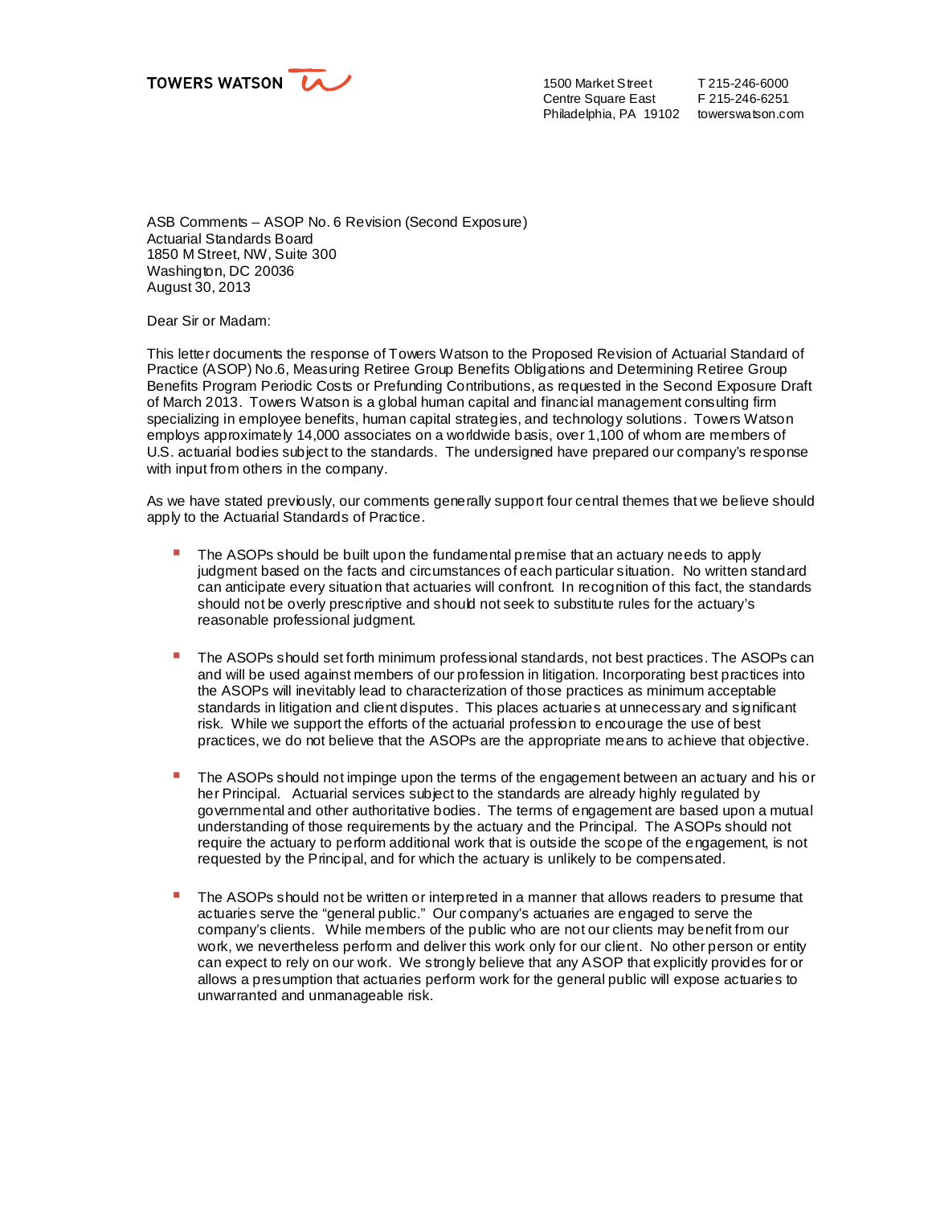TOWERS WATSON

1500 Market Street
Centre Square East
Philadelphia, PA 19102

T 215-246-6000
F 215-246-6251
towerswatson.com

ASB Comments – ASOP No. 6 Revision (Second Exposure)
Actuarial Standards Board
1850 M Street, NW, Suite 300
Washington, DC 20036
August 30, 2013

Dear Sir or Madam:

This letter documents the response of Towers Watson to the Proposed Revision of Actuarial Standard of Practice (ASOP) No.6, Measuring Retiree Group Benefits Obligations and Determining Retiree Group Benefits Program Periodic Costs or Prefunding Contributions, as requested in the Second Exposure Draft of March 2013. Towers Watson is a global human capital and financial management consulting firm specializing in employee benefits, human capital strategies, and technology solutions. Towers Watson employs approximately 14,000 associates on a worldwide basis, over 1,100 of whom are members of U.S. actuarial bodies subject to the standards. The undersigned have prepared our company's response with input from others in the company.

As we have stated previously, our comments generally support four central themes that we believe should apply to the Actuarial Standards of Practice.

- The ASOPs should be built upon the fundamental premise that an actuary needs to apply judgment based on the facts and circumstances of each particular situation. No written standard can anticipate every situation that actuaries will confront. In recognition of this fact, the standards should not be overly prescriptive and should not seek to substitute rules for the actuary's reasonable professional judgment.

- The ASOPs should set forth minimum professional standards, not best practices. The ASOPs can and will be used against members of our profession in litigation. Incorporating best practices into the ASOPs will inevitably lead to characterization of those practices as minimum acceptable standards in litigation and client disputes. This places actuaries at unnecessary and significant risk. While we support the efforts of the actuarial profession to encourage the use of best practices, we do not believe that the ASOPs are the appropriate means to achieve that objective.

- The ASOPs should not impinge upon the terms of the engagement between an actuary and his or her Principal. Actuarial services subject to the standards are already highly regulated by governmental and other authoritative bodies. The terms of engagement are based upon a mutual understanding of those requirements by the actuary and the Principal. The ASOPs should not require the actuary to perform additional work that is outside the scope of the engagement, is not requested by the Principal, and for which the actuary is unlikely to be compensated.

- The ASOPs should not be written or interpreted in a manner that allows readers to presume that actuaries serve the "general public." Our company's actuaries are engaged to serve the company's clients. While members of the public who are not our clients may benefit from our work, we nevertheless perform and deliver this work only for our client. No other person or entity can expect to rely on our work. We strongly believe that any ASOP that explicitly provides for or allows a presumption that actuaries perform work for the general public will expose actuaries to unwarranted and unmanageable risk.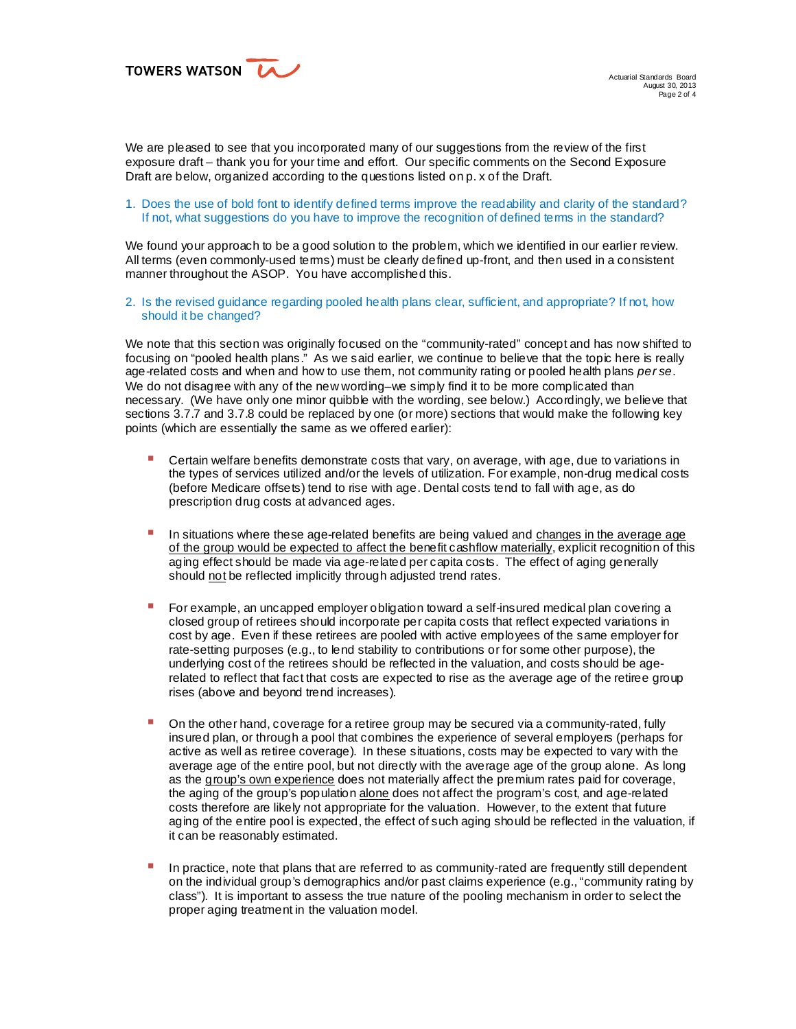We are pleased to see that you incorporated many of our suggestions from the review of the first exposure draft – thank you for your time and effort. Our specific comments on the Second Exposure Draft are below, organized according to the questions listed on p. x of the Draft.

1. Does the use of bold font to identify defined terms improve the readability and clarity of the standard? If not, what suggestions do you have to improve the recognition of defined terms in the standard?

We found your approach to be a good solution to the problem, which we identified in our earlier review. All terms (even commonly-used terms) must be clearly defined up-front, and then used in a consistent manner throughout the ASOP. You have accomplished this.

2. Is the revised guidance regarding pooled health plans clear, sufficient, and appropriate? If not, how should it be changed?

We note that this section was originally focused on the "community-rated" concept and has now shifted to focusing on "pooled health plans." As we said earlier, we continue to believe that the topic here is really age-related costs and when and how to use them, not community rating or pooled health plans *per se*. We do not disagree with any of the new wording–we simply find it to be more complicated than necessary. (We have only one minor quibble with the wording, see below.) Accordingly, we believe that sections 3.7.7 and 3.7.8 could be replaced by one (or more) sections that would make the following key points (which are essentially the same as we offered earlier):

- Certain welfare benefits demonstrate costs that vary, on average, with age, due to variations in the types of services utilized and/or the levels of utilization. For example, non-drug medical costs (before Medicare offsets) tend to rise with age. Dental costs tend to fall with age, as do prescription drug costs at advanced ages.

- In situations where these age-related benefits are being valued and <u>changes in the average age of the group would be expected to affect the benefit cashflow materially</u>, explicit recognition of this aging effect should be made via age-related per capita costs. The effect of aging generally should <u>not</u> be reflected implicitly through adjusted trend rates.

- For example, an uncapped employer obligation toward a self-insured medical plan covering a closed group of retirees should incorporate per capita costs that reflect expected variations in cost by age. Even if these retirees are pooled with active employees of the same employer for rate-setting purposes (e.g., to lend stability to contributions or for some other purpose), the underlying cost of the retirees should be reflected in the valuation, and costs should be age-related to reflect that fact that costs are expected to rise as the average age of the retiree group rises (above and beyond trend increases).

- On the other hand, coverage for a retiree group may be secured via a community-rated, fully insured plan, or through a pool that combines the experience of several employers (perhaps for active as well as retiree coverage). In these situations, costs may be expected to vary with the average age of the entire pool, but not directly with the average age of the group alone. As long as the <u>group's own experience</u> does not materially affect the premium rates paid for coverage, the aging of the group's population <u>alone</u> does not affect the program's cost, and age-related costs therefore are likely not appropriate for the valuation. However, to the extent that future aging of the entire pool is expected, the effect of such aging should be reflected in the valuation, if it can be reasonably estimated.

- In practice, note that plans that are referred to as community-rated are frequently still dependent on the individual group's demographics and/or past claims experience (e.g., "community rating by class"). It is important to assess the true nature of the pooling mechanism in order to select the proper aging treatment in the valuation model.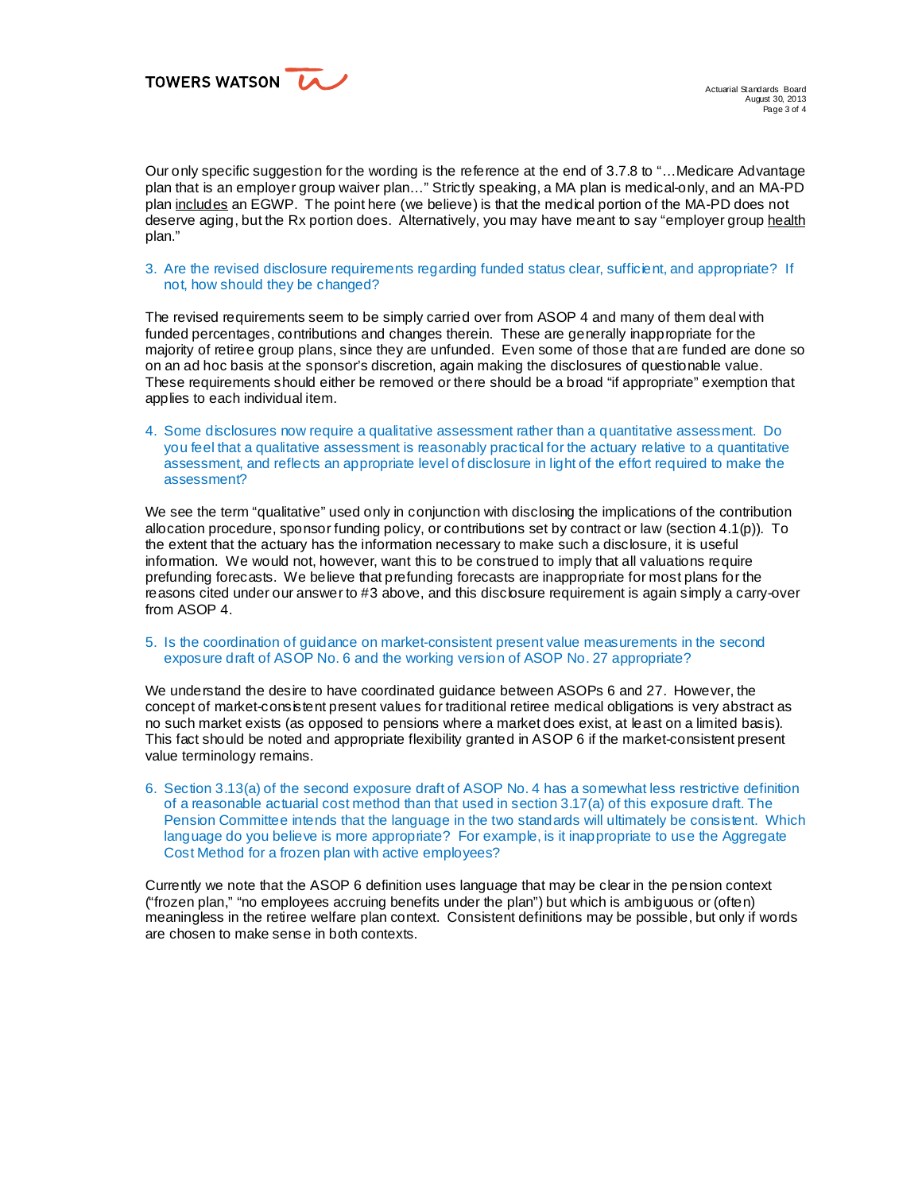Our only specific suggestion for the wording is the reference at the end of 3.7.8 to "…Medicare Advantage plan that is an employer group waiver plan…" Strictly speaking, a MA plan is medical-only, and an MA-PD plan <u>includes</u> an EGWP. The point here (we believe) is that the medical portion of the MA-PD does not deserve aging, but the Rx portion does. Alternatively, you may have meant to say "employer group <u>health</u> plan."

3. Are the revised disclosure requirements regarding funded status clear, sufficient, and appropriate? If not, how should they be changed?

The revised requirements seem to be simply carried over from ASOP 4 and many of them deal with funded percentages, contributions and changes therein. These are generally inappropriate for the majority of retiree group plans, since they are unfunded. Even some of those that are funded are done so on an ad hoc basis at the sponsor's discretion, again making the disclosures of questionable value. These requirements should either be removed or there should be a broad "if appropriate" exemption that applies to each individual item.

4. Some disclosures now require a qualitative assessment rather than a quantitative assessment. Do you feel that a qualitative assessment is reasonably practical for the actuary relative to a quantitative assessment, and reflects an appropriate level of disclosure in light of the effort required to make the assessment?

We see the term "qualitative" used only in conjunction with disclosing the implications of the contribution allocation procedure, sponsor funding policy, or contributions set by contract or law (section 4.1(p)). To the extent that the actuary has the information necessary to make such a disclosure, it is useful information. We would not, however, want this to be construed to imply that all valuations require prefunding forecasts. We believe that prefunding forecasts are inappropriate for most plans for the reasons cited under our answer to #3 above, and this disclosure requirement is again simply a carry-over from ASOP 4.

5. Is the coordination of guidance on market-consistent present value measurements in the second exposure draft of ASOP No. 6 and the working version of ASOP No. 27 appropriate?

We understand the desire to have coordinated guidance between ASOPs 6 and 27. However, the concept of market-consistent present values for traditional retiree medical obligations is very abstract as no such market exists (as opposed to pensions where a market does exist, at least on a limited basis). This fact should be noted and appropriate flexibility granted in ASOP 6 if the market-consistent present value terminology remains.

6. Section 3.13(a) of the second exposure draft of ASOP No. 4 has a somewhat less restrictive definition of a reasonable actuarial cost method than that used in section 3.17(a) of this exposure draft. The Pension Committee intends that the language in the two standards will ultimately be consistent. Which language do you believe is more appropriate? For example, is it inappropriate to use the Aggregate Cost Method for a frozen plan with active employees?

Currently we note that the ASOP 6 definition uses language that may be clear in the pension context ("frozen plan," "no employees accruing benefits under the plan") but which is ambiguous or (often) meaningless in the retiree welfare plan context. Consistent definitions may be possible, but only if words are chosen to make sense in both contexts.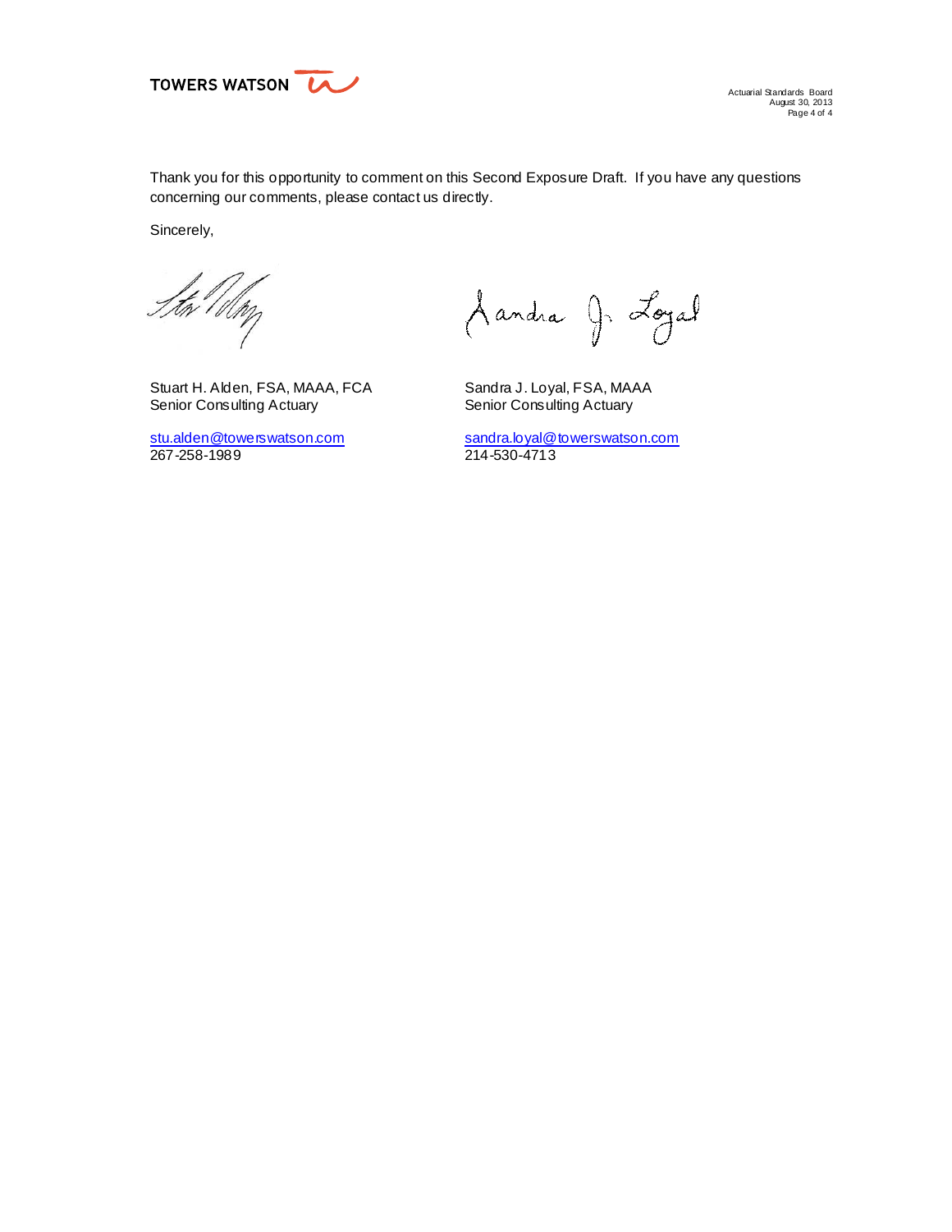Thank you for this opportunity to comment on this Second Exposure Draft. If you have any questions concerning our comments, please contact us directly.

Sincerely,

Stuart H. Alden, FSA, MAAA, FCA
Senior Consulting Actuary

stu.alden@towerswatson.com
267-258-1989

Sandra J. Loyal, FSA, MAAA
Senior Consulting Actuary

sandra.loyal@towerswatson.com
214-530-4713